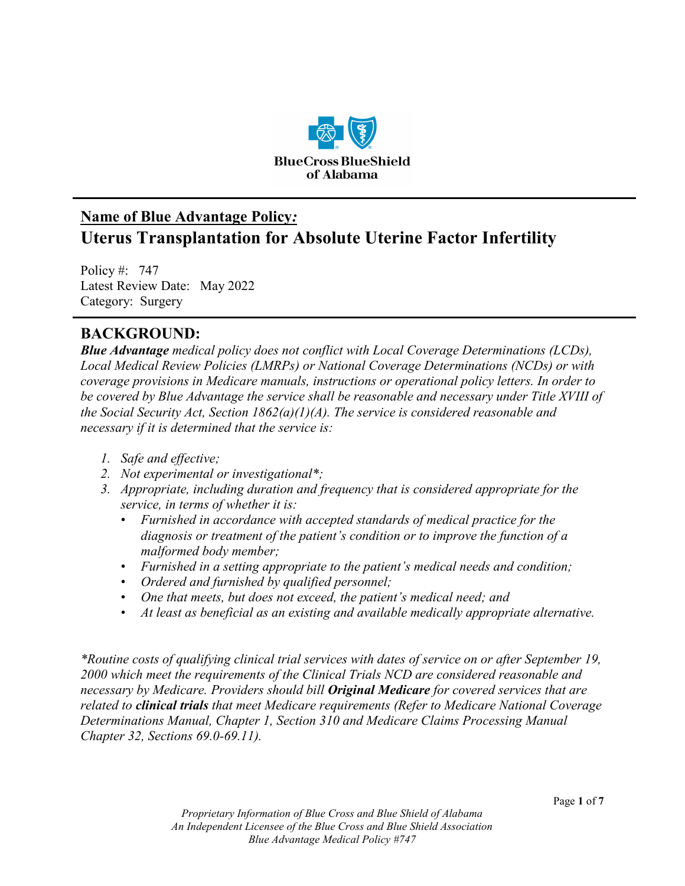## Name of Blue Advantage Policy:

# Uterus Transplantation for Absolute Uterine Factor Infertility

Policy #: 747
Latest Review Date: May 2022
Category: Surgery

## BACKGROUND:

***Blue Advantage*** *medical policy does not conflict with Local Coverage Determinations (LCDs), Local Medical Review Policies (LMRPs) or National Coverage Determinations (NCDs) or with coverage provisions in Medicare manuals, instructions or operational policy letters. In order to be covered by Blue Advantage the service shall be reasonable and necessary under Title XVIII of the Social Security Act, Section 1862(a)(1)(A). The service is considered reasonable and necessary if it is determined that the service is:*

1. *Safe and effective;*
2. *Not experimental or investigational\*;*
3. *Appropriate, including duration and frequency that is considered appropriate for the service, in terms of whether it is:*
   - *Furnished in accordance with accepted standards of medical practice for the diagnosis or treatment of the patient's condition or to improve the function of a malformed body member;*
   - *Furnished in a setting appropriate to the patient's medical needs and condition;*
   - *Ordered and furnished by qualified personnel;*
   - *One that meets, but does not exceed, the patient's medical need; and*
   - *At least as beneficial as an existing and available medically appropriate alternative.*

*\*Routine costs of qualifying clinical trial services with dates of service on or after September 19, 2000 which meet the requirements of the Clinical Trials NCD are considered reasonable and necessary by Medicare. Providers should bill* ***Original Medicare*** *for covered services that are related to* ***clinical trials*** *that meet Medicare requirements (Refer to Medicare National Coverage Determinations Manual, Chapter 1, Section 310 and Medicare Claims Processing Manual Chapter 32, Sections 69.0-69.11).*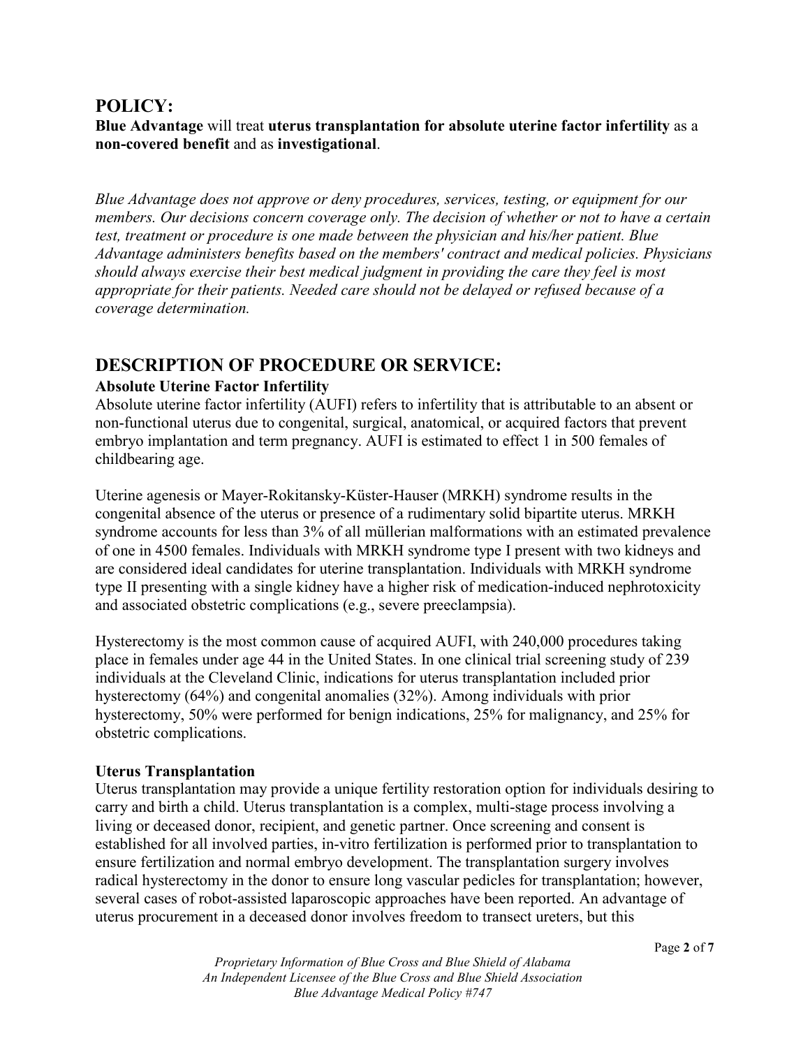## POLICY:

**Blue Advantage** will treat **uterus transplantation for absolute uterine factor infertility** as a **non-covered benefit** and as **investigational**.

*Blue Advantage does not approve or deny procedures, services, testing, or equipment for our members. Our decisions concern coverage only. The decision of whether or not to have a certain test, treatment or procedure is one made between the physician and his/her patient. Blue Advantage administers benefits based on the members' contract and medical policies. Physicians should always exercise their best medical judgment in providing the care they feel is most appropriate for their patients. Needed care should not be delayed or refused because of a coverage determination.*

## DESCRIPTION OF PROCEDURE OR SERVICE:

**Absolute Uterine Factor Infertility**

Absolute uterine factor infertility (AUFI) refers to infertility that is attributable to an absent or non-functional uterus due to congenital, surgical, anatomical, or acquired factors that prevent embryo implantation and term pregnancy. AUFI is estimated to effect 1 in 500 females of childbearing age.

Uterine agenesis or Mayer-Rokitansky-Küster-Hauser (MRKH) syndrome results in the congenital absence of the uterus or presence of a rudimentary solid bipartite uterus. MRKH syndrome accounts for less than 3% of all müllerian malformations with an estimated prevalence of one in 4500 females. Individuals with MRKH syndrome type I present with two kidneys and are considered ideal candidates for uterine transplantation. Individuals with MRKH syndrome type II presenting with a single kidney have a higher risk of medication-induced nephrotoxicity and associated obstetric complications (e.g., severe preeclampsia).

Hysterectomy is the most common cause of acquired AUFI, with 240,000 procedures taking place in females under age 44 in the United States. In one clinical trial screening study of 239 individuals at the Cleveland Clinic, indications for uterus transplantation included prior hysterectomy (64%) and congenital anomalies (32%). Among individuals with prior hysterectomy, 50% were performed for benign indications, 25% for malignancy, and 25% for obstetric complications.

**Uterus Transplantation**

Uterus transplantation may provide a unique fertility restoration option for individuals desiring to carry and birth a child. Uterus transplantation is a complex, multi-stage process involving a living or deceased donor, recipient, and genetic partner. Once screening and consent is established for all involved parties, in-vitro fertilization is performed prior to transplantation to ensure fertilization and normal embryo development. The transplantation surgery involves radical hysterectomy in the donor to ensure long vascular pedicles for transplantation; however, several cases of robot-assisted laparoscopic approaches have been reported. An advantage of uterus procurement in a deceased donor involves freedom to transect ureters, but this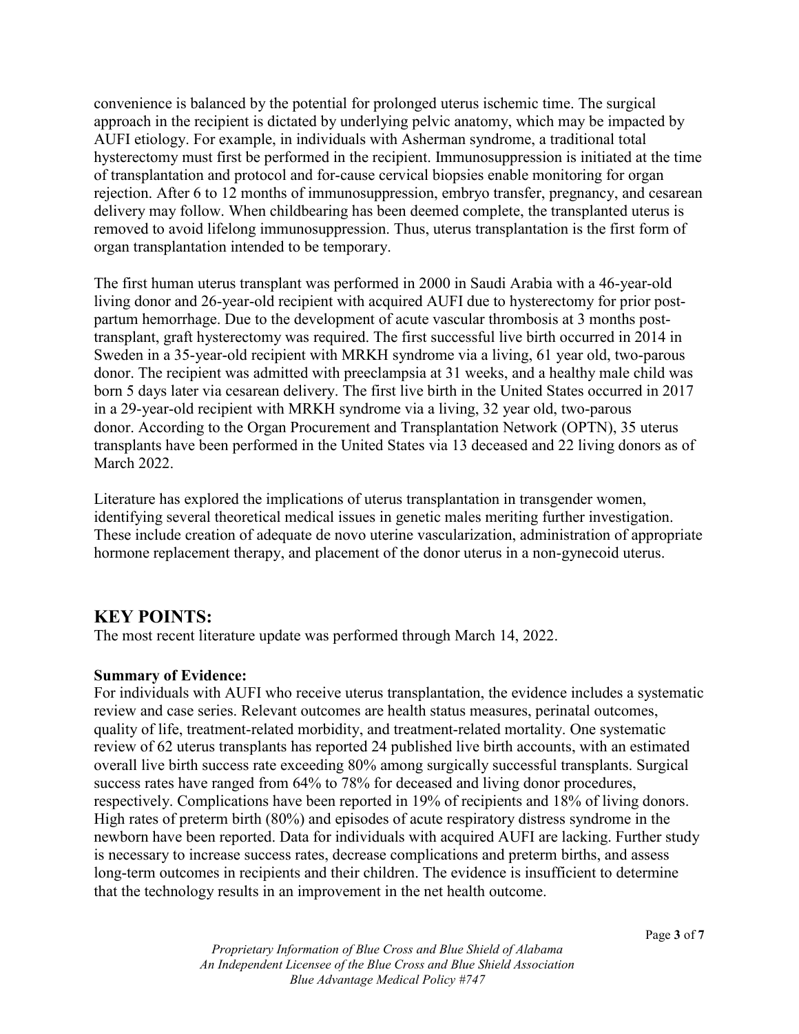convenience is balanced by the potential for prolonged uterus ischemic time. The surgical approach in the recipient is dictated by underlying pelvic anatomy, which may be impacted by AUFI etiology. For example, in individuals with Asherman syndrome, a traditional total hysterectomy must first be performed in the recipient. Immunosuppression is initiated at the time of transplantation and protocol and for-cause cervical biopsies enable monitoring for organ rejection. After 6 to 12 months of immunosuppression, embryo transfer, pregnancy, and cesarean delivery may follow. When childbearing has been deemed complete, the transplanted uterus is removed to avoid lifelong immunosuppression. Thus, uterus transplantation is the first form of organ transplantation intended to be temporary.

The first human uterus transplant was performed in 2000 in Saudi Arabia with a 46-year-old living donor and 26-year-old recipient with acquired AUFI due to hysterectomy for prior post-partum hemorrhage. Due to the development of acute vascular thrombosis at 3 months post-transplant, graft hysterectomy was required. The first successful live birth occurred in 2014 in Sweden in a 35-year-old recipient with MRKH syndrome via a living, 61 year old, two-parous donor. The recipient was admitted with preeclampsia at 31 weeks, and a healthy male child was born 5 days later via cesarean delivery. The first live birth in the United States occurred in 2017 in a 29-year-old recipient with MRKH syndrome via a living, 32 year old, two-parous donor. According to the Organ Procurement and Transplantation Network (OPTN), 35 uterus transplants have been performed in the United States via 13 deceased and 22 living donors as of March 2022.

Literature has explored the implications of uterus transplantation in transgender women, identifying several theoretical medical issues in genetic males meriting further investigation. These include creation of adequate de novo uterine vascularization, administration of appropriate hormone replacement therapy, and placement of the donor uterus in a non-gynecoid uterus.

## KEY POINTS:

The most recent literature update was performed through March 14, 2022.

**Summary of Evidence:**

For individuals with AUFI who receive uterus transplantation, the evidence includes a systematic review and case series. Relevant outcomes are health status measures, perinatal outcomes, quality of life, treatment-related morbidity, and treatment-related mortality. One systematic review of 62 uterus transplants has reported 24 published live birth accounts, with an estimated overall live birth success rate exceeding 80% among surgically successful transplants. Surgical success rates have ranged from 64% to 78% for deceased and living donor procedures, respectively. Complications have been reported in 19% of recipients and 18% of living donors. High rates of preterm birth (80%) and episodes of acute respiratory distress syndrome in the newborn have been reported. Data for individuals with acquired AUFI are lacking. Further study is necessary to increase success rates, decrease complications and preterm births, and assess long-term outcomes in recipients and their children. The evidence is insufficient to determine that the technology results in an improvement in the net health outcome.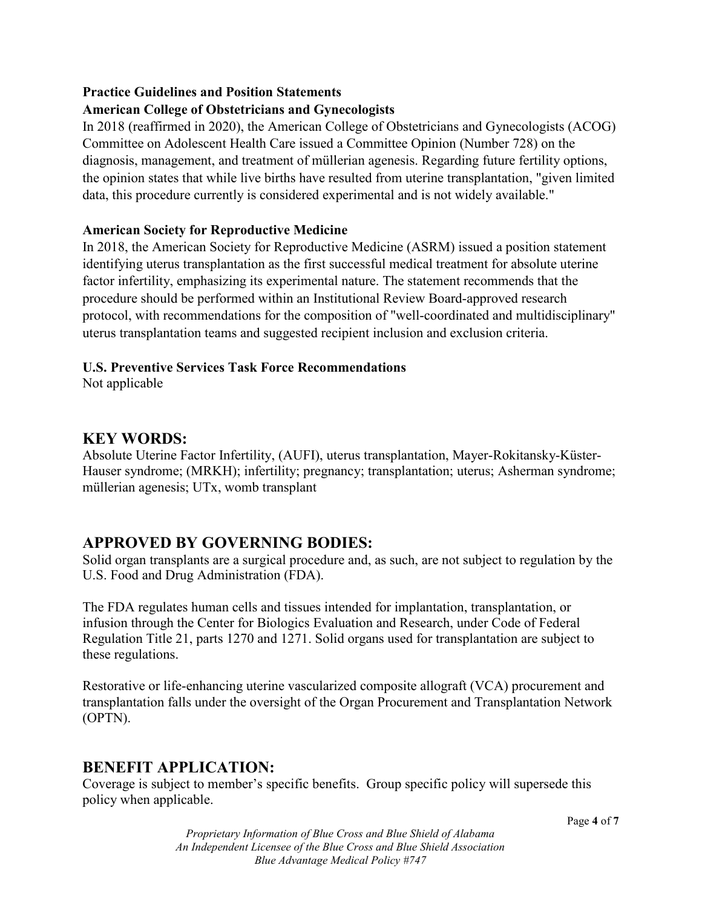### Practice Guidelines and Position Statements

#### American College of Obstetricians and Gynecologists

In 2018 (reaffirmed in 2020), the American College of Obstetricians and Gynecologists (ACOG) Committee on Adolescent Health Care issued a Committee Opinion (Number 728) on the diagnosis, management, and treatment of müllerian agenesis. Regarding future fertility options, the opinion states that while live births have resulted from uterine transplantation, "given limited data, this procedure currently is considered experimental and is not widely available."

#### American Society for Reproductive Medicine

In 2018, the American Society for Reproductive Medicine (ASRM) issued a position statement identifying uterus transplantation as the first successful medical treatment for absolute uterine factor infertility, emphasizing its experimental nature. The statement recommends that the procedure should be performed within an Institutional Review Board-approved research protocol, with recommendations for the composition of "well-coordinated and multidisciplinary" uterus transplantation teams and suggested recipient inclusion and exclusion criteria.

#### U.S. Preventive Services Task Force Recommendations

Not applicable

## KEY WORDS:

Absolute Uterine Factor Infertility, (AUFI), uterus transplantation, Mayer-Rokitansky-Küster-Hauser syndrome; (MRKH); infertility; pregnancy; transplantation; uterus; Asherman syndrome; müllerian agenesis; UTx, womb transplant

## APPROVED BY GOVERNING BODIES:

Solid organ transplants are a surgical procedure and, as such, are not subject to regulation by the U.S. Food and Drug Administration (FDA).

The FDA regulates human cells and tissues intended for implantation, transplantation, or infusion through the Center for Biologics Evaluation and Research, under Code of Federal Regulation Title 21, parts 1270 and 1271. Solid organs used for transplantation are subject to these regulations.

Restorative or life-enhancing uterine vascularized composite allograft (VCA) procurement and transplantation falls under the oversight of the Organ Procurement and Transplantation Network (OPTN).

## BENEFIT APPLICATION:

Coverage is subject to member's specific benefits. Group specific policy will supersede this policy when applicable.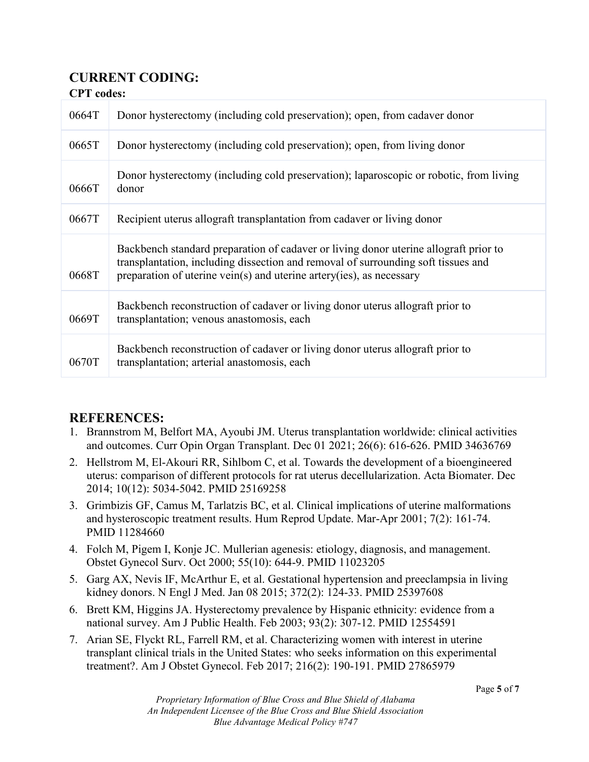## CURRENT CODING:

**CPT codes:**

| | |
|---|---|
| 0664T | Donor hysterectomy (including cold preservation); open, from cadaver donor |
| 0665T | Donor hysterectomy (including cold preservation); open, from living donor |
| 0666T | Donor hysterectomy (including cold preservation); laparoscopic or robotic, from living donor |
| 0667T | Recipient uterus allograft transplantation from cadaver or living donor |
| 0668T | Backbench standard preparation of cadaver or living donor uterine allograft prior to transplantation, including dissection and removal of surrounding soft tissues and preparation of uterine vein(s) and uterine artery(ies), as necessary |
| 0669T | Backbench reconstruction of cadaver or living donor uterus allograft prior to transplantation; venous anastomosis, each |
| 0670T | Backbench reconstruction of cadaver or living donor uterus allograft prior to transplantation; arterial anastomosis, each |

## REFERENCES:

1. Brannstrom M, Belfort MA, Ayoubi JM. Uterus transplantation worldwide: clinical activities and outcomes. Curr Opin Organ Transplant. Dec 01 2021; 26(6): 616-626. PMID 34636769
2. Hellstrom M, El-Akouri RR, Sihlbom C, et al. Towards the development of a bioengineered uterus: comparison of different protocols for rat uterus decellularization. Acta Biomater. Dec 2014; 10(12): 5034-5042. PMID 25169258
3. Grimbizis GF, Camus M, Tarlatzis BC, et al. Clinical implications of uterine malformations and hysteroscopic treatment results. Hum Reprod Update. Mar-Apr 2001; 7(2): 161-74. PMID 11284660
4. Folch M, Pigem I, Konje JC. Mullerian agenesis: etiology, diagnosis, and management. Obstet Gynecol Surv. Oct 2000; 55(10): 644-9. PMID 11023205
5. Garg AX, Nevis IF, McArthur E, et al. Gestational hypertension and preeclampsia in living kidney donors. N Engl J Med. Jan 08 2015; 372(2): 124-33. PMID 25397608
6. Brett KM, Higgins JA. Hysterectomy prevalence by Hispanic ethnicity: evidence from a national survey. Am J Public Health. Feb 2003; 93(2): 307-12. PMID 12554591
7. Arian SE, Flyckt RL, Farrell RM, et al. Characterizing women with interest in uterine transplant clinical trials in the United States: who seeks information on this experimental treatment?. Am J Obstet Gynecol. Feb 2017; 216(2): 190-191. PMID 27865979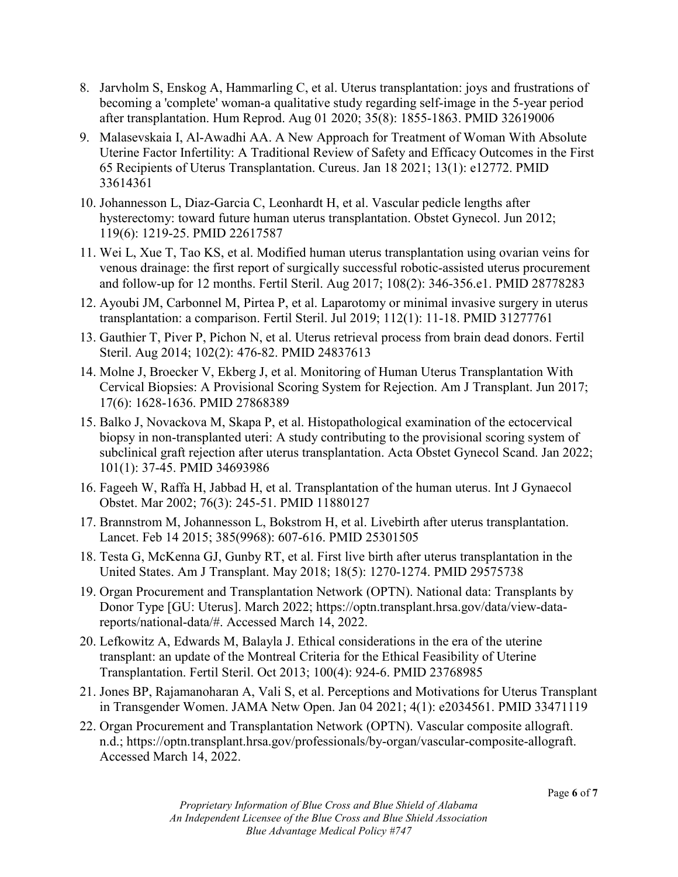8. Jarvholm S, Enskog A, Hammarling C, et al. Uterus transplantation: joys and frustrations of becoming a 'complete' woman-a qualitative study regarding self-image in the 5-year period after transplantation. Hum Reprod. Aug 01 2020; 35(8): 1855-1863. PMID 32619006
9. Malasevskaia I, Al-Awadhi AA. A New Approach for Treatment of Woman With Absolute Uterine Factor Infertility: A Traditional Review of Safety and Efficacy Outcomes in the First 65 Recipients of Uterus Transplantation. Cureus. Jan 18 2021; 13(1): e12772. PMID 33614361
10. Johannesson L, Diaz-Garcia C, Leonhardt H, et al. Vascular pedicle lengths after hysterectomy: toward future human uterus transplantation. Obstet Gynecol. Jun 2012; 119(6): 1219-25. PMID 22617587
11. Wei L, Xue T, Tao KS, et al. Modified human uterus transplantation using ovarian veins for venous drainage: the first report of surgically successful robotic-assisted uterus procurement and follow-up for 12 months. Fertil Steril. Aug 2017; 108(2): 346-356.e1. PMID 28778283
12. Ayoubi JM, Carbonnel M, Pirtea P, et al. Laparotomy or minimal invasive surgery in uterus transplantation: a comparison. Fertil Steril. Jul 2019; 112(1): 11-18. PMID 31277761
13. Gauthier T, Piver P, Pichon N, et al. Uterus retrieval process from brain dead donors. Fertil Steril. Aug 2014; 102(2): 476-82. PMID 24837613
14. Molne J, Broecker V, Ekberg J, et al. Monitoring of Human Uterus Transplantation With Cervical Biopsies: A Provisional Scoring System for Rejection. Am J Transplant. Jun 2017; 17(6): 1628-1636. PMID 27868389
15. Balko J, Novackova M, Skapa P, et al. Histopathological examination of the ectocervical biopsy in non-transplanted uteri: A study contributing to the provisional scoring system of subclinical graft rejection after uterus transplantation. Acta Obstet Gynecol Scand. Jan 2022; 101(1): 37-45. PMID 34693986
16. Fageeh W, Raffa H, Jabbad H, et al. Transplantation of the human uterus. Int J Gynaecol Obstet. Mar 2002; 76(3): 245-51. PMID 11880127
17. Brannstrom M, Johannesson L, Bokstrom H, et al. Livebirth after uterus transplantation. Lancet. Feb 14 2015; 385(9968): 607-616. PMID 25301505
18. Testa G, McKenna GJ, Gunby RT, et al. First live birth after uterus transplantation in the United States. Am J Transplant. May 2018; 18(5): 1270-1274. PMID 29575738
19. Organ Procurement and Transplantation Network (OPTN). National data: Transplants by Donor Type [GU: Uterus]. March 2022; https://optn.transplant.hrsa.gov/data/view-data-reports/national-data/#. Accessed March 14, 2022.
20. Lefkowitz A, Edwards M, Balayla J. Ethical considerations in the era of the uterine transplant: an update of the Montreal Criteria for the Ethical Feasibility of Uterine Transplantation. Fertil Steril. Oct 2013; 100(4): 924-6. PMID 23768985
21. Jones BP, Rajamanoharan A, Vali S, et al. Perceptions and Motivations for Uterus Transplant in Transgender Women. JAMA Netw Open. Jan 04 2021; 4(1): e2034561. PMID 33471119
22. Organ Procurement and Transplantation Network (OPTN). Vascular composite allograft. n.d.; https://optn.transplant.hrsa.gov/professionals/by-organ/vascular-composite-allograft. Accessed March 14, 2022.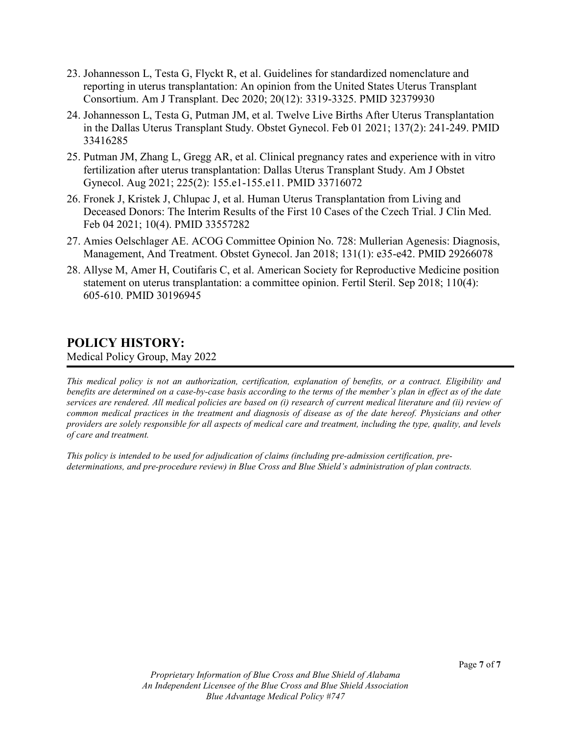23. Johannesson L, Testa G, Flyckt R, et al. Guidelines for standardized nomenclature and reporting in uterus transplantation: An opinion from the United States Uterus Transplant Consortium. Am J Transplant. Dec 2020; 20(12): 3319-3325. PMID 32379930
24. Johannesson L, Testa G, Putman JM, et al. Twelve Live Births After Uterus Transplantation in the Dallas Uterus Transplant Study. Obstet Gynecol. Feb 01 2021; 137(2): 241-249. PMID 33416285
25. Putman JM, Zhang L, Gregg AR, et al. Clinical pregnancy rates and experience with in vitro fertilization after uterus transplantation: Dallas Uterus Transplant Study. Am J Obstet Gynecol. Aug 2021; 225(2): 155.e1-155.e11. PMID 33716072
26. Fronek J, Kristek J, Chlupac J, et al. Human Uterus Transplantation from Living and Deceased Donors: The Interim Results of the First 10 Cases of the Czech Trial. J Clin Med. Feb 04 2021; 10(4). PMID 33557282
27. Amies Oelschlager AE. ACOG Committee Opinion No. 728: Mullerian Agenesis: Diagnosis, Management, And Treatment. Obstet Gynecol. Jan 2018; 131(1): e35-e42. PMID 29266078
28. Allyse M, Amer H, Coutifaris C, et al. American Society for Reproductive Medicine position statement on uterus transplantation: a committee opinion. Fertil Steril. Sep 2018; 110(4): 605-610. PMID 30196945

## POLICY HISTORY:

Medical Policy Group, May 2022

---

*This medical policy is not an authorization, certification, explanation of benefits, or a contract. Eligibility and benefits are determined on a case-by-case basis according to the terms of the member's plan in effect as of the date services are rendered. All medical policies are based on (i) research of current medical literature and (ii) review of common medical practices in the treatment and diagnosis of disease as of the date hereof. Physicians and other providers are solely responsible for all aspects of medical care and treatment, including the type, quality, and levels of care and treatment.*

*This policy is intended to be used for adjudication of claims (including pre-admission certification, pre-determinations, and pre-procedure review) in Blue Cross and Blue Shield's administration of plan contracts.*

*Proprietary Information of Blue Cross and Blue Shield of Alabama*
*An Independent Licensee of the Blue Cross and Blue Shield Association*
*Blue Advantage Medical Policy #747*